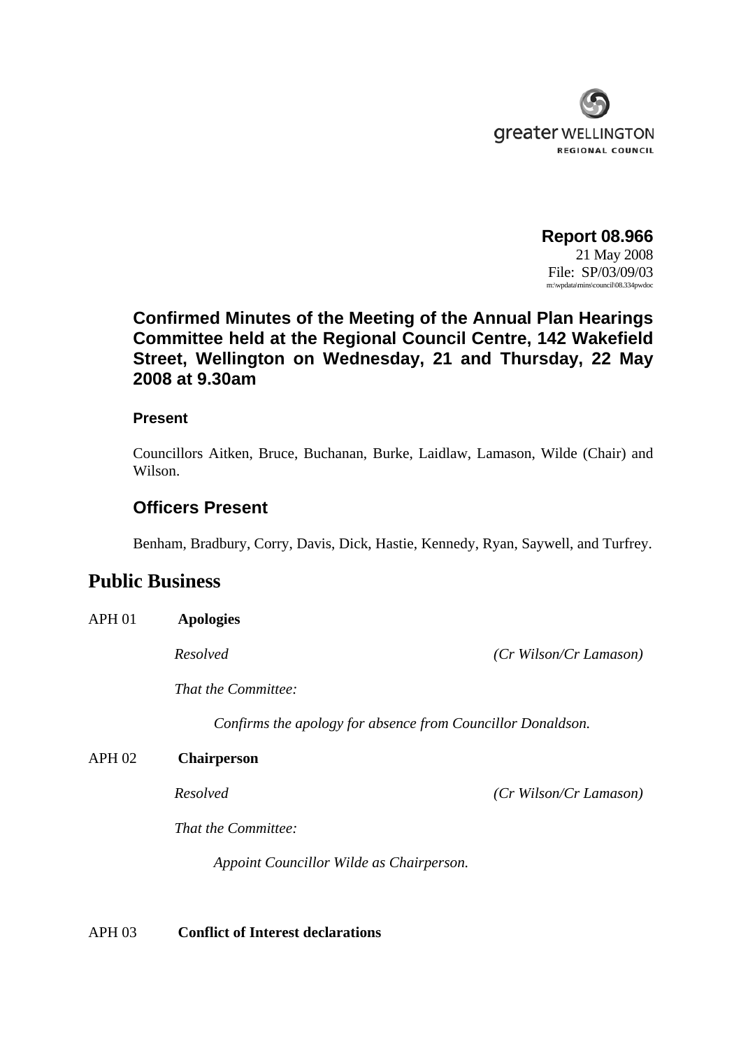greater WELLINGTON
REGIONAL COUNCIL

**Report 08.966**
21 May 2008
File: SP/03/09/03
m:\wpdata\mins\council\08.334pwdoc

### Confirmed Minutes of the Meeting of the Annual Plan Hearings Committee held at the Regional Council Centre, 142 Wakefield Street, Wellington on Wednesday, 21 and Thursday, 22 May 2008 at 9.30am

#### Present

Councillors Aitken, Bruce, Buchanan, Burke, Laidlaw, Lamason, Wilde (Chair) and Wilson.

### Officers Present

Benham, Bradbury, Corry, Davis, Dick, Hastie, Kennedy, Ryan, Saywell, and Turfrey.

## Public Business

APH 01 **Apologies**

*Resolved* *(Cr Wilson/Cr Lamason)*

*That the Committee:*

*Confirms the apology for absence from Councillor Donaldson.*

APH 02 **Chairperson**

*Resolved* *(Cr Wilson/Cr Lamason)*

*That the Committee:*

*Appoint Councillor Wilde as Chairperson.*

APH 03 **Conflict of Interest declarations**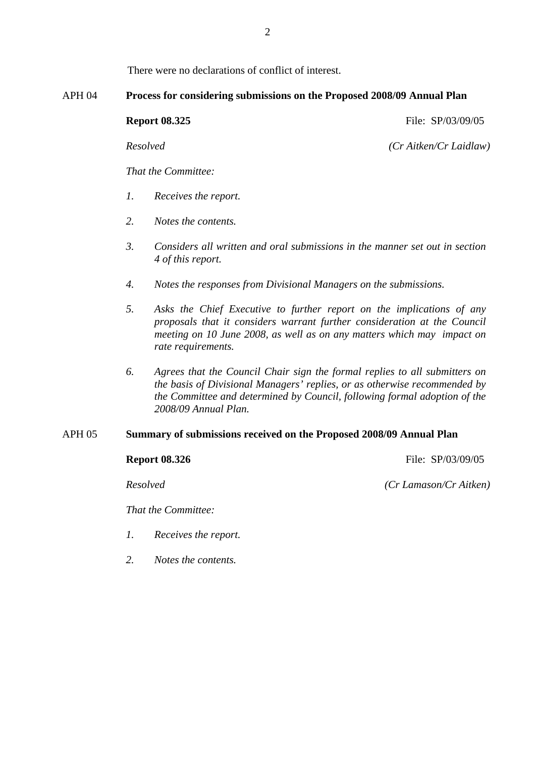There were no declarations of conflict of interest.

## APH 04 Process for considering submissions on the Proposed 2008/09 Annual Plan

**Report 08.325** File: SP/03/09/05

*Resolved* *(Cr Aitken/Cr Laidlaw)*

*That the Committee:*

1. *Receives the report.*
2. *Notes the contents.*
3. *Considers all written and oral submissions in the manner set out in section 4 of this report.*
4. *Notes the responses from Divisional Managers on the submissions.*
5. *Asks the Chief Executive to further report on the implications of any proposals that it considers warrant further consideration at the Council meeting on 10 June 2008, as well as on any matters which may impact on rate requirements.*
6. *Agrees that the Council Chair sign the formal replies to all submitters on the basis of Divisional Managers' replies, or as otherwise recommended by the Committee and determined by Council, following formal adoption of the 2008/09 Annual Plan.*

## APH 05 Summary of submissions received on the Proposed 2008/09 Annual Plan

**Report 08.326** File: SP/03/09/05

*Resolved* *(Cr Lamason/Cr Aitken)*

*That the Committee:*

1. *Receives the report.*
2. *Notes the contents.*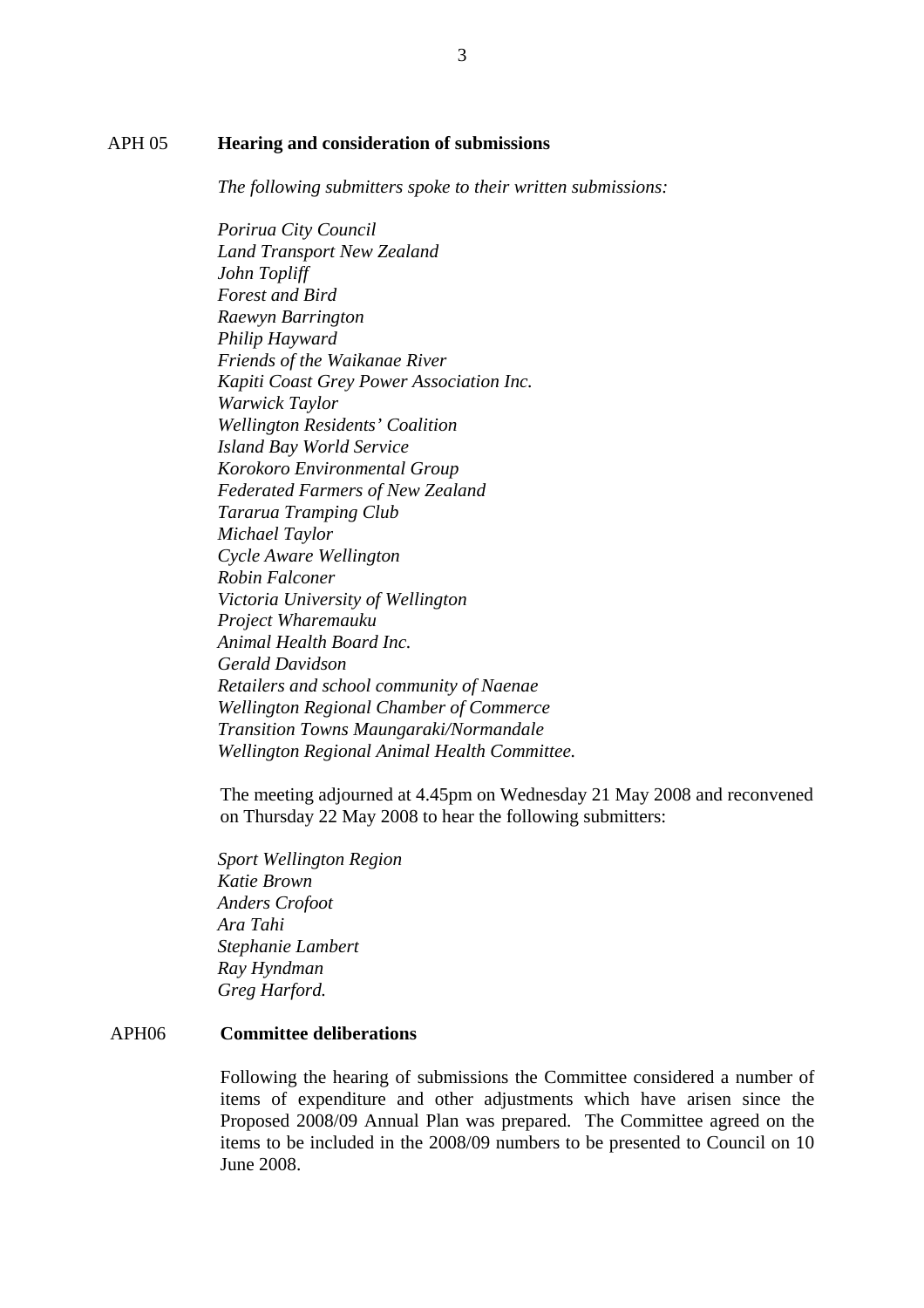APH 05 **Hearing and consideration of submissions**

*The following submitters spoke to their written submissions:*

*Porirua City Council*
*Land Transport New Zealand*
*John Topliff*
*Forest and Bird*
*Raewyn Barrington*
*Philip Hayward*
*Friends of the Waikanae River*
*Kapiti Coast Grey Power Association Inc.*
*Warwick Taylor*
*Wellington Residents' Coalition*
*Island Bay World Service*
*Korokoro Environmental Group*
*Federated Farmers of New Zealand*
*Tararua Tramping Club*
*Michael Taylor*
*Cycle Aware Wellington*
*Robin Falconer*
*Victoria University of Wellington*
*Project Wharemauku*
*Animal Health Board Inc.*
*Gerald Davidson*
*Retailers and school community of Naenae*
*Wellington Regional Chamber of Commerce*
*Transition Towns Maungaraki/Normandale*
*Wellington Regional Animal Health Committee.*

The meeting adjourned at 4.45pm on Wednesday 21 May 2008 and reconvened on Thursday 22 May 2008 to hear the following submitters:

*Sport Wellington Region*
*Katie Brown*
*Anders Crofoot*
*Ara Tahi*
*Stephanie Lambert*
*Ray Hyndman*
*Greg Harford.*

APH06 **Committee deliberations**

Following the hearing of submissions the Committee considered a number of items of expenditure and other adjustments which have arisen since the Proposed 2008/09 Annual Plan was prepared. The Committee agreed on the items to be included in the 2008/09 numbers to be presented to Council on 10 June 2008.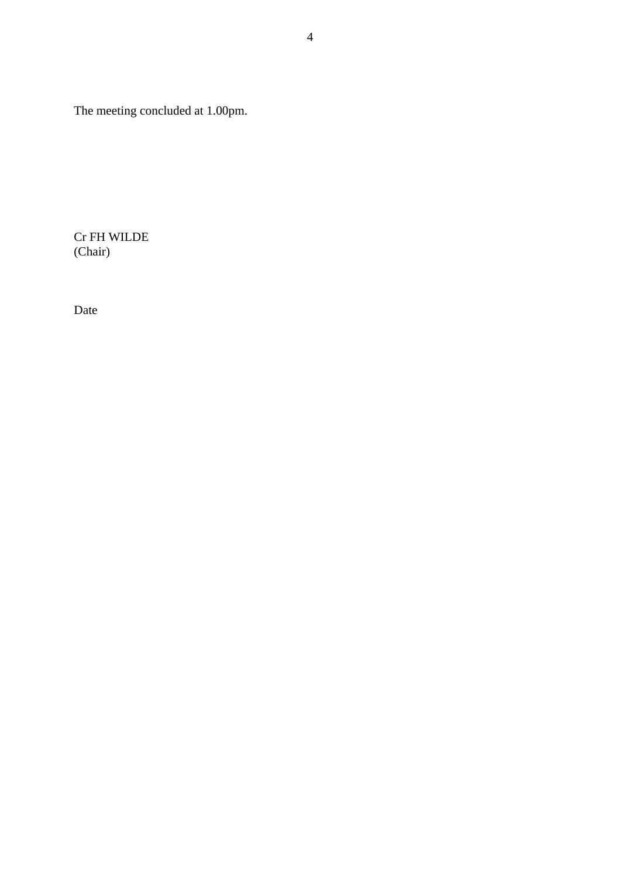The meeting concluded at 1.00pm.

Cr FH WILDE
(Chair)

Date